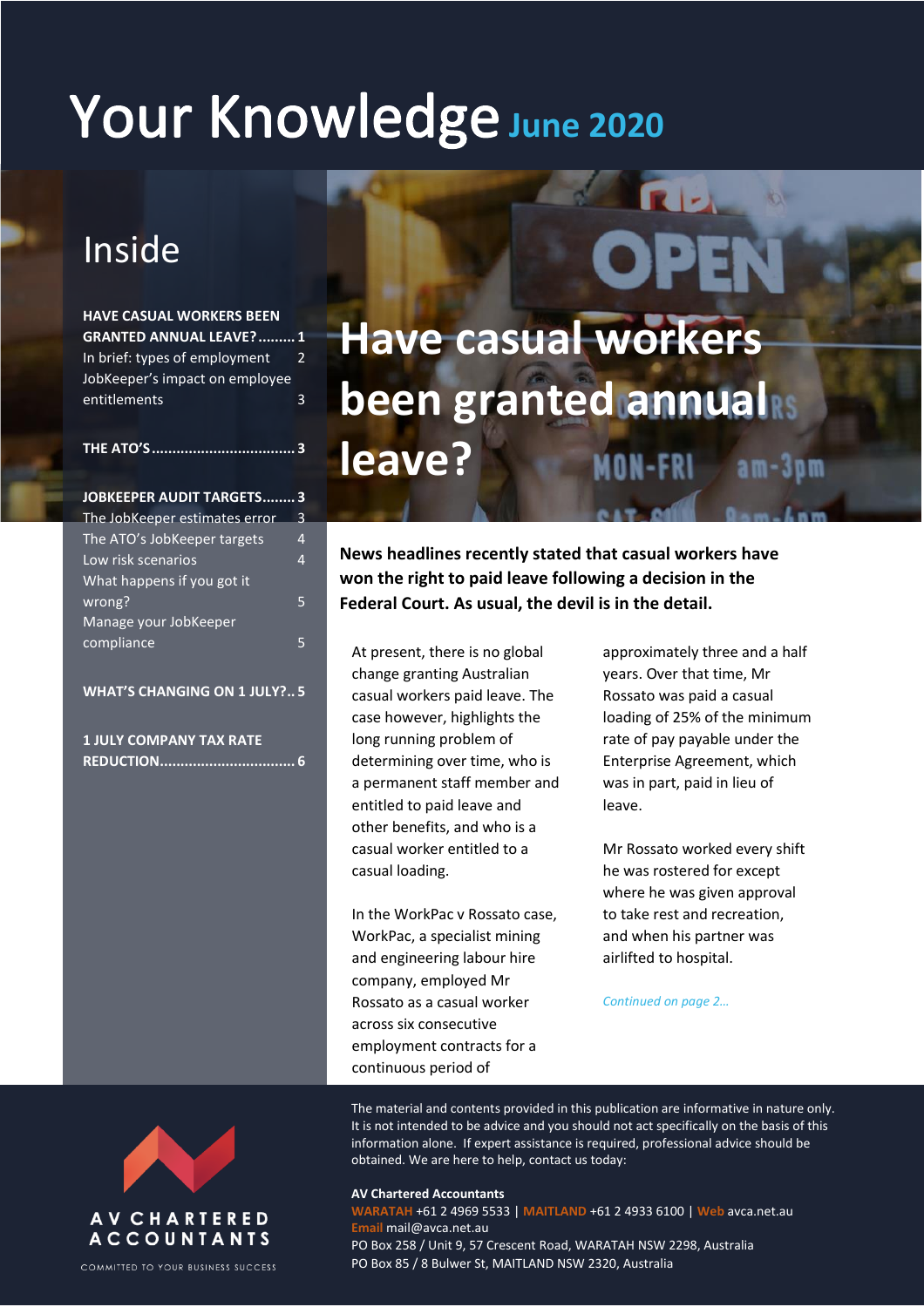# Your Knowledge June 2020

## Inside

**HAVE CASUAL WORKERS BEEN GRANTED ANNUAL LEAVE?** ......... 1
In brief: types of employment 2
JobKeeper's impact on employee entitlements 3

**THE ATO'S** .................................. 3

**JOBKEEPER AUDIT TARGETS** ........ 3
The JobKeeper estimates error 3
The ATO's JobKeeper targets 4
Low risk scenarios 4
What happens if you got it wrong? 5
Manage your JobKeeper compliance 5

**WHAT'S CHANGING ON 1 JULY?** .. 5

**1 JULY COMPANY TAX RATE REDUCTION** ................................ 6

# Have casual workers been granted annual leave?

**News headlines recently stated that casual workers have won the right to paid leave following a decision in the Federal Court. As usual, the devil is in the detail.**

At present, there is no global change granting Australian casual workers paid leave. The case however, highlights the long running problem of determining over time, who is a permanent staff member and entitled to paid leave and other benefits, and who is a casual worker entitled to a casual loading.

In the WorkPac v Rossato case, WorkPac, a specialist mining and engineering labour hire company, employed Mr Rossato as a casual worker across six consecutive employment contracts for a continuous period of approximately three and a half years. Over that time, Mr Rossato was paid a casual loading of 25% of the minimum rate of pay payable under the Enterprise Agreement, which was in part, paid in lieu of leave.

Mr Rossato worked every shift he was rostered for except where he was given approval to take rest and recreation, and when his partner was airlifted to hospital.

*Continued on page 2…*

The material and contents provided in this publication are informative in nature only. It is not intended to be advice and you should not act specifically on the basis of this information alone. If expert assistance is required, professional advice should be obtained. We are here to help, contact us today:

**AV Chartered Accountants**
**WARATAH** +61 2 4969 5533 | **MAITLAND** +61 2 4933 6100 | **Web** avca.net.au
**Email** mail@avca.net.au
PO Box 258 / Unit 9, 57 Crescent Road, WARATAH NSW 2298, Australia
PO Box 85 / 8 Bulwer St, MAITLAND NSW 2320, Australia

AV CHARTERED ACCOUNTANTS
COMMITTED TO YOUR BUSINESS SUCCESS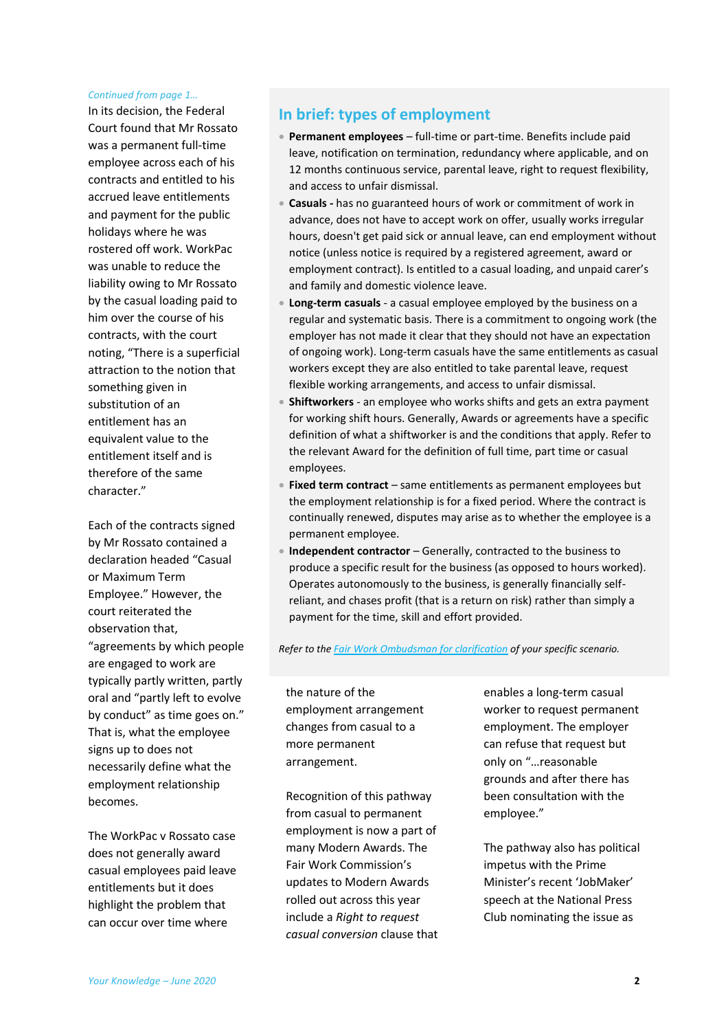*Continued from page 1…*

In its decision, the Federal Court found that Mr Rossato was a permanent full-time employee across each of his contracts and entitled to his accrued leave entitlements and payment for the public holidays where he was rostered off work. WorkPac was unable to reduce the liability owing to Mr Rossato by the casual loading paid to him over the course of his contracts, with the court noting, "There is a superficial attraction to the notion that something given in substitution of an entitlement has an equivalent value to the entitlement itself and is therefore of the same character."

Each of the contracts signed by Mr Rossato contained a declaration headed "Casual or Maximum Term Employee." However, the court reiterated the observation that, "agreements by which people are engaged to work are typically partly written, partly oral and "partly left to evolve by conduct" as time goes on." That is, what the employee signs up to does not necessarily define what the employment relationship becomes.

The WorkPac v Rossato case does not generally award casual employees paid leave entitlements but it does highlight the problem that can occur over time where the nature of the employment arrangement changes from casual to a more permanent arrangement.

Recognition of this pathway from casual to permanent employment is now a part of many Modern Awards. The Fair Work Commission's updates to Modern Awards rolled out across this year include a *Right to request casual conversion* clause that enables a long-term casual worker to request permanent employment. The employer can refuse that request but only on "…reasonable grounds and after there has been consultation with the employee."

The pathway also has political impetus with the Prime Minister's recent 'JobMaker' speech at the National Press Club nominating the issue as

## In brief: types of employment

- **Permanent employees** – full-time or part-time. Benefits include paid leave, notification on termination, redundancy where applicable, and on 12 months continuous service, parental leave, right to request flexibility, and access to unfair dismissal.
- **Casuals -** has no guaranteed hours of work or commitment of work in advance, does not have to accept work on offer, usually works irregular hours, doesn't get paid sick or annual leave, can end employment without notice (unless notice is required by a registered agreement, award or employment contract). Is entitled to a casual loading, and unpaid carer's and family and domestic violence leave.
- **Long-term casuals** - a casual employee employed by the business on a regular and systematic basis. There is a commitment to ongoing work (the employer has not made it clear that they should not have an expectation of ongoing work). Long-term casuals have the same entitlements as casual workers except they are also entitled to take parental leave, request flexible working arrangements, and access to unfair dismissal.
- **Shiftworkers** - an employee who works shifts and gets an extra payment for working shift hours. Generally, Awards or agreements have a specific definition of what a shiftworker is and the conditions that apply. Refer to the relevant Award for the definition of full time, part time or casual employees.
- **Fixed term contract** – same entitlements as permanent employees but the employment relationship is for a fixed period. Where the contract is continually renewed, disputes may arise as to whether the employee is a permanent employee.
- **Independent contractor** – Generally, contracted to the business to produce a specific result for the business (as opposed to hours worked). Operates autonomously to the business, is generally financially self-reliant, and chases profit (that is a return on risk) rather than simply a payment for the time, skill and effort provided.

*Refer to the [Fair Work Ombudsman for clarification](#) of your specific scenario.*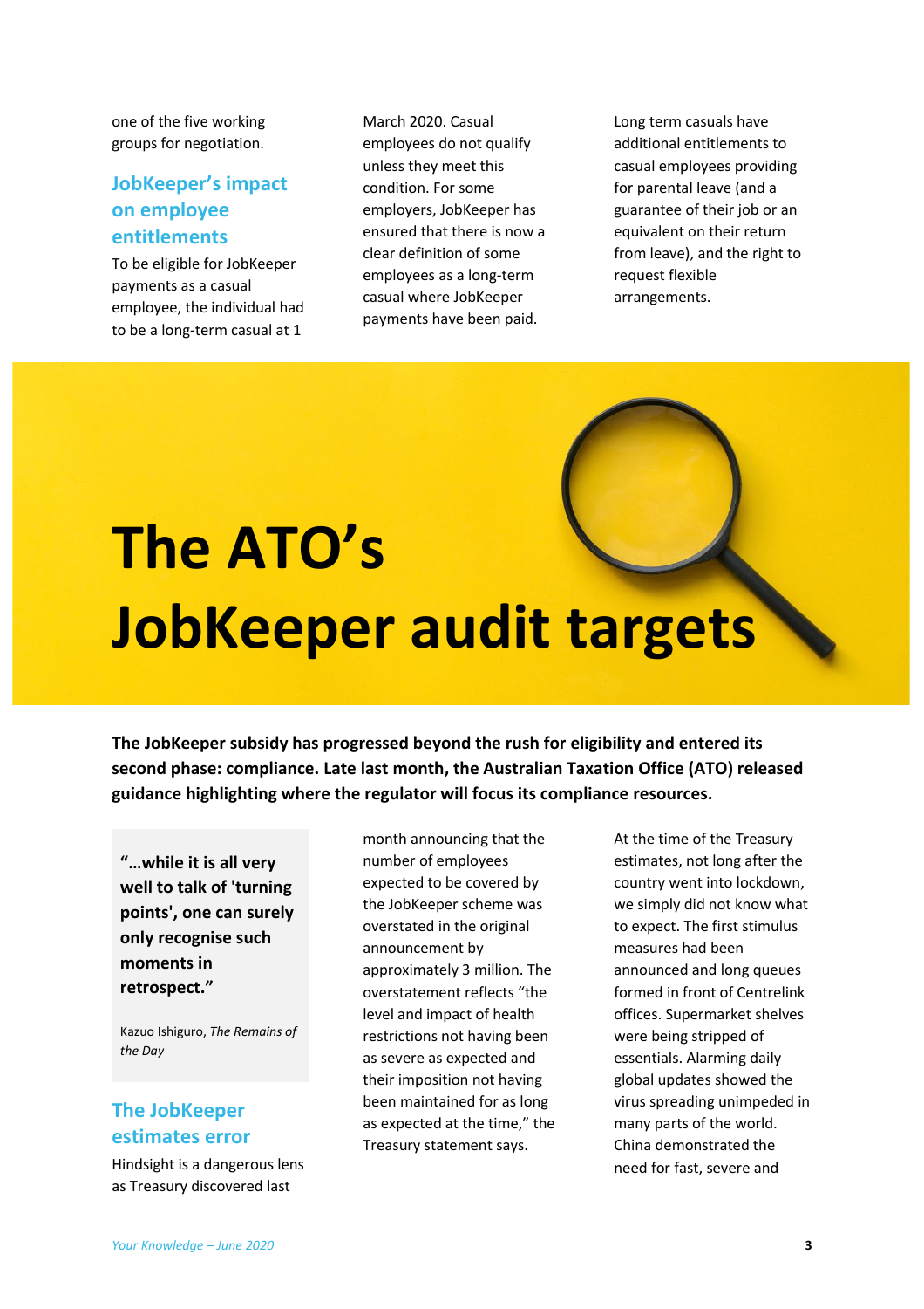one of the five working groups for negotiation.

### JobKeeper's impact on employee entitlements

To be eligible for JobKeeper payments as a casual employee, the individual had to be a long-term casual at 1 March 2020. Casual employees do not qualify unless they meet this condition. For some employers, JobKeeper has ensured that there is now a clear definition of some employees as a long-term casual where JobKeeper payments have been paid.

Long term casuals have additional entitlements to casual employees providing for parental leave (and a guarantee of their job or an equivalent on their return from leave), and the right to request flexible arrangements.

# The ATO's JobKeeper audit targets

**The JobKeeper subsidy has progressed beyond the rush for eligibility and entered its second phase: compliance. Late last month, the Australian Taxation Office (ATO) released guidance highlighting where the regulator will focus its compliance resources.**

> **"…while it is all very well to talk of 'turning points', one can surely only recognise such moments in retrospect."**
>
> Kazuo Ishiguro, *The Remains of the Day*

### The JobKeeper estimates error

Hindsight is a dangerous lens as Treasury discovered last month announcing that the number of employees expected to be covered by the JobKeeper scheme was overstated in the original announcement by approximately 3 million. The overstatement reflects "the level and impact of health restrictions not having been as severe as expected and their imposition not having been maintained for as long as expected at the time," the Treasury statement says.

At the time of the Treasury estimates, not long after the country went into lockdown, we simply did not know what to expect. The first stimulus measures had been announced and long queues formed in front of Centrelink offices. Supermarket shelves were being stripped of essentials. Alarming daily global updates showed the virus spreading unimpeded in many parts of the world. China demonstrated the need for fast, severe and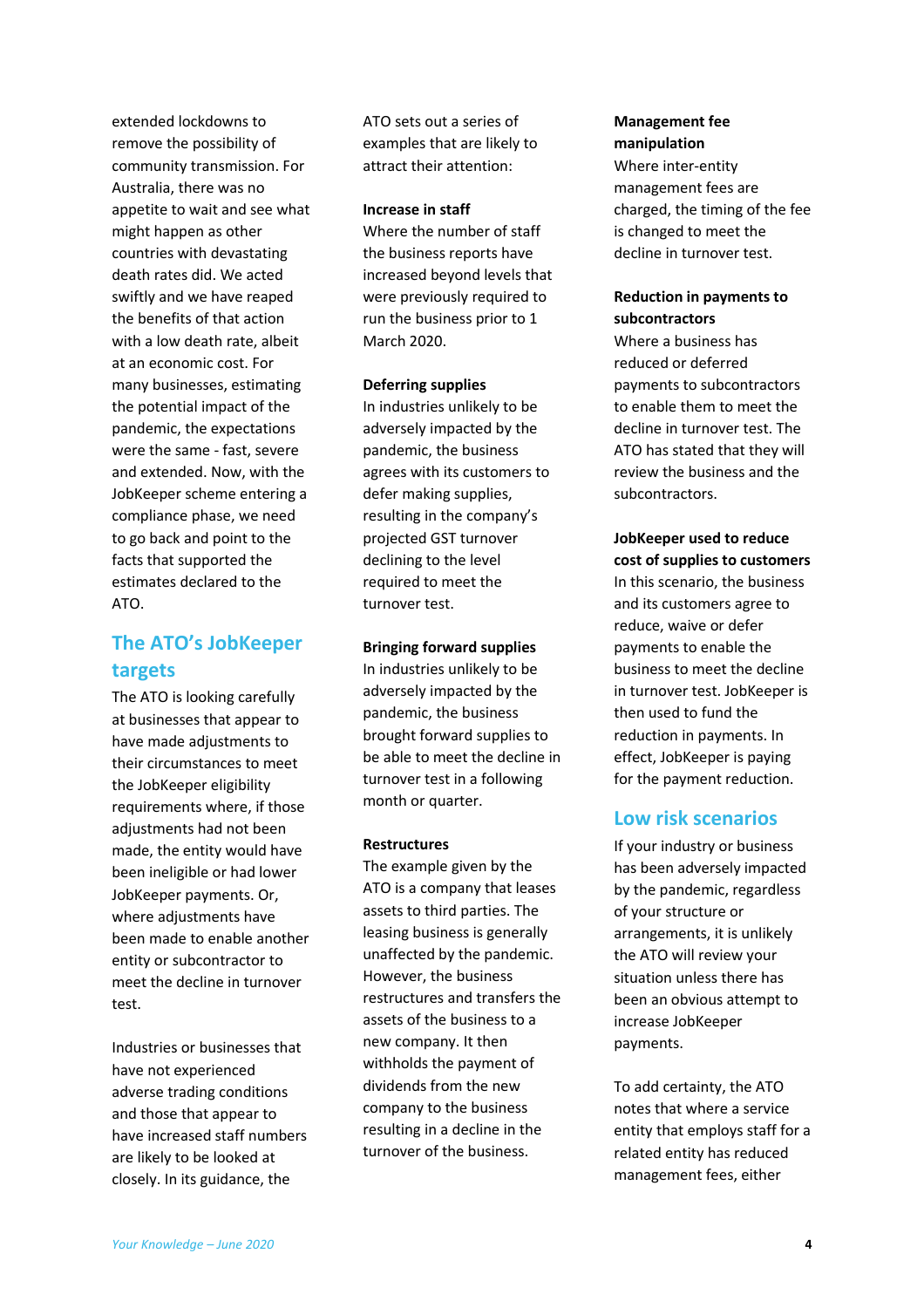extended lockdowns to remove the possibility of community transmission. For Australia, there was no appetite to wait and see what might happen as other countries with devastating death rates did. We acted swiftly and we have reaped the benefits of that action with a low death rate, albeit at an economic cost. For many businesses, estimating the potential impact of the pandemic, the expectations were the same - fast, severe and extended. Now, with the JobKeeper scheme entering a compliance phase, we need to go back and point to the facts that supported the estimates declared to the ATO.

## The ATO's JobKeeper targets

The ATO is looking carefully at businesses that appear to have made adjustments to their circumstances to meet the JobKeeper eligibility requirements where, if those adjustments had not been made, the entity would have been ineligible or had lower JobKeeper payments. Or, where adjustments have been made to enable another entity or subcontractor to meet the decline in turnover test.

Industries or businesses that have not experienced adverse trading conditions and those that appear to have increased staff numbers are likely to be looked at closely. In its guidance, the ATO sets out a series of examples that are likely to attract their attention:

**Increase in staff**
Where the number of staff the business reports have increased beyond levels that were previously required to run the business prior to 1 March 2020.

**Deferring supplies**
In industries unlikely to be adversely impacted by the pandemic, the business agrees with its customers to defer making supplies, resulting in the company's projected GST turnover declining to the level required to meet the turnover test.

**Bringing forward supplies**
In industries unlikely to be adversely impacted by the pandemic, the business brought forward supplies to be able to meet the decline in turnover test in a following month or quarter.

**Restructures**
The example given by the ATO is a company that leases assets to third parties. The leasing business is generally unaffected by the pandemic. However, the business restructures and transfers the assets of the business to a new company. It then withholds the payment of dividends from the new company to the business resulting in a decline in the turnover of the business.

**Management fee manipulation**
Where inter-entity management fees are charged, the timing of the fee is changed to meet the decline in turnover test.

**Reduction in payments to subcontractors**
Where a business has reduced or deferred payments to subcontractors to enable them to meet the decline in turnover test. The ATO has stated that they will review the business and the subcontractors.

**JobKeeper used to reduce cost of supplies to customers**
In this scenario, the business and its customers agree to reduce, waive or defer payments to enable the business to meet the decline in turnover test. JobKeeper is then used to fund the reduction in payments. In effect, JobKeeper is paying for the payment reduction.

## Low risk scenarios

If your industry or business has been adversely impacted by the pandemic, regardless of your structure or arrangements, it is unlikely the ATO will review your situation unless there has been an obvious attempt to increase JobKeeper payments.

To add certainty, the ATO notes that where a service entity that employs staff for a related entity has reduced management fees, either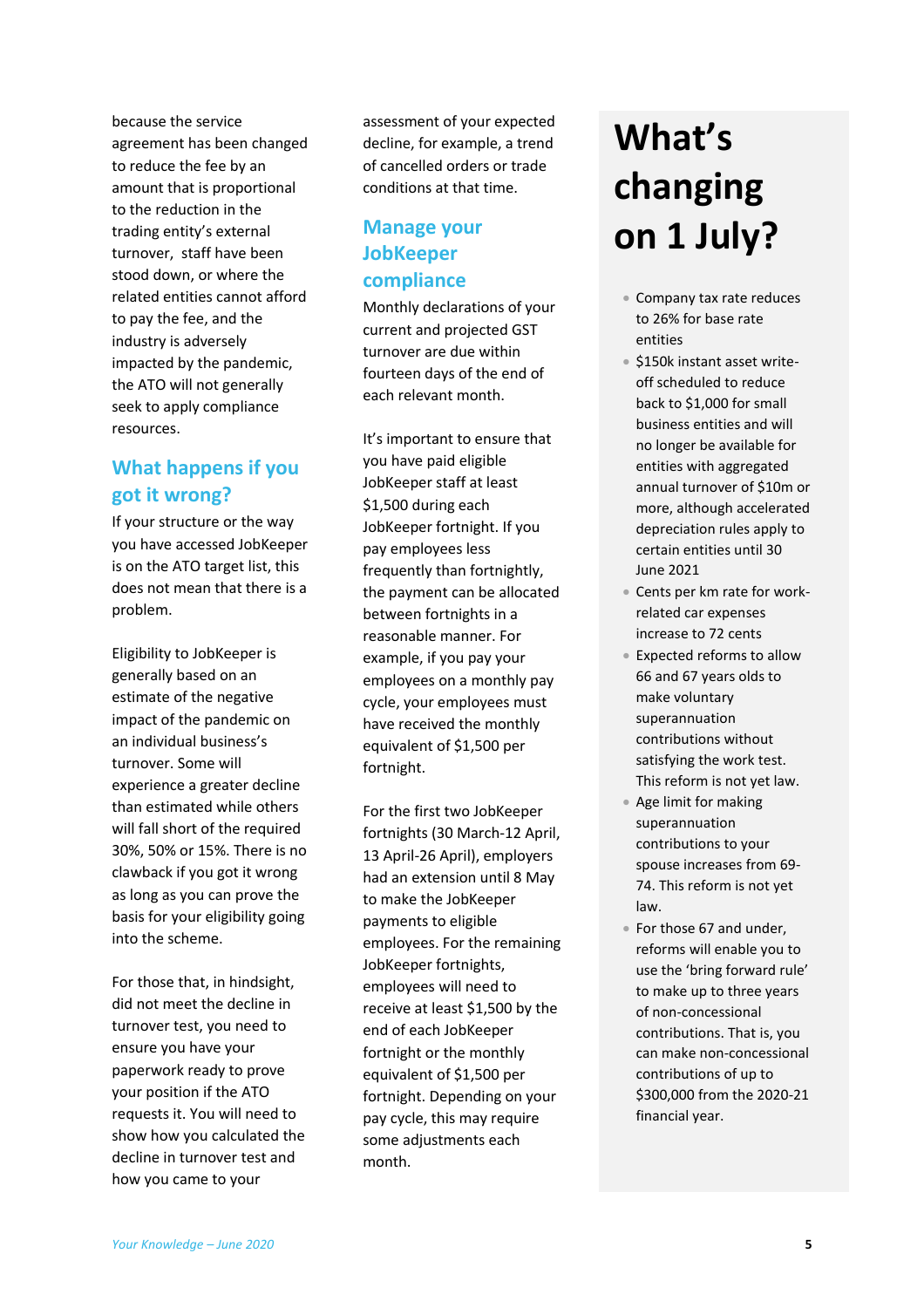because the service agreement has been changed to reduce the fee by an amount that is proportional to the reduction in the trading entity's external turnover, staff have been stood down, or where the related entities cannot afford to pay the fee, and the industry is adversely impacted by the pandemic, the ATO will not generally seek to apply compliance resources.

## What happens if you got it wrong?

If your structure or the way you have accessed JobKeeper is on the ATO target list, this does not mean that there is a problem.

Eligibility to JobKeeper is generally based on an estimate of the negative impact of the pandemic on an individual business's turnover. Some will experience a greater decline than estimated while others will fall short of the required 30%, 50% or 15%. There is no clawback if you got it wrong as long as you can prove the basis for your eligibility going into the scheme.

For those that, in hindsight, did not meet the decline in turnover test, you need to ensure you have your paperwork ready to prove your position if the ATO requests it. You will need to show how you calculated the decline in turnover test and how you came to your assessment of your expected decline, for example, a trend of cancelled orders or trade conditions at that time.

## Manage your JobKeeper compliance

Monthly declarations of your current and projected GST turnover are due within fourteen days of the end of each relevant month.

It's important to ensure that you have paid eligible JobKeeper staff at least $1,500 during each JobKeeper fortnight. If you pay employees less frequently than fortnightly, the payment can be allocated between fortnights in a reasonable manner. For example, if you pay your employees on a monthly pay cycle, your employees must have received the monthly equivalent of $1,500 per fortnight.

For the first two JobKeeper fortnights (30 March-12 April, 13 April-26 April), employers had an extension until 8 May to make the JobKeeper payments to eligible employees. For the remaining JobKeeper fortnights, employees will need to receive at least $1,500 by the end of each JobKeeper fortnight or the monthly equivalent of $1,500 per fortnight. Depending on your pay cycle, this may require some adjustments each month.

# What's changing on 1 July?

- Company tax rate reduces to 26% for base rate entities
- $150k instant asset write-off scheduled to reduce back to $1,000 for small business entities and will no longer be available for entities with aggregated annual turnover of $10m or more, although accelerated depreciation rules apply to certain entities until 30 June 2021
- Cents per km rate for work-related car expenses increase to 72 cents
- Expected reforms to allow 66 and 67 years olds to make voluntary superannuation contributions without satisfying the work test. This reform is not yet law.
- Age limit for making superannuation contributions to your spouse increases from 69-74. This reform is not yet law.
- For those 67 and under, reforms will enable you to use the 'bring forward rule' to make up to three years of non-concessional contributions. That is, you can make non-concessional contributions of up to $300,000 from the 2020-21 financial year.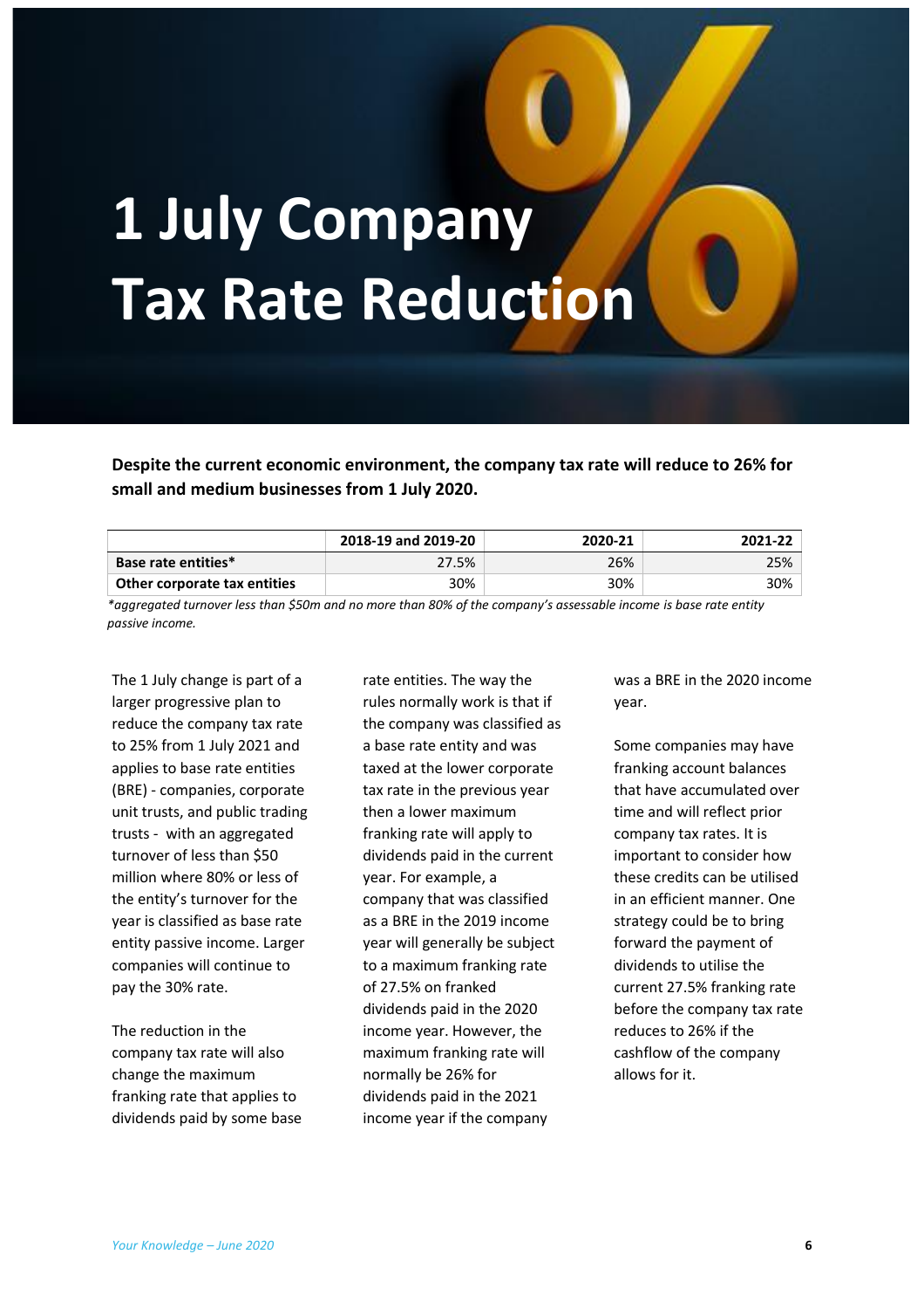# 1 July Company Tax Rate Reduction

**Despite the current economic environment, the company tax rate will reduce to 26% for small and medium businesses from 1 July 2020.**

| | 2018-19 and 2019-20 | 2020-21 | 2021-22 |
|---|---|---|---|
| **Base rate entities*** | 27.5% | 26% | 25% |
| **Other corporate tax entities** | 30% | 30% | 30% |

*\*aggregated turnover less than $50m and no more than 80% of the company's assessable income is base rate entity passive income.*

The 1 July change is part of a larger progressive plan to reduce the company tax rate to 25% from 1 July 2021 and applies to base rate entities (BRE) - companies, corporate unit trusts, and public trading trusts - with an aggregated turnover of less than $50 million where 80% or less of the entity's turnover for the year is classified as base rate entity passive income. Larger companies will continue to pay the 30% rate.

The reduction in the company tax rate will also change the maximum franking rate that applies to dividends paid by some base rate entities. The way the rules normally work is that if the company was classified as a base rate entity and was taxed at the lower corporate tax rate in the previous year then a lower maximum franking rate will apply to dividends paid in the current year. For example, a company that was classified as a BRE in the 2019 income year will generally be subject to a maximum franking rate of 27.5% on franked dividends paid in the 2020 income year. However, the maximum franking rate will normally be 26% for dividends paid in the 2021 income year if the company was a BRE in the 2020 income year.

Some companies may have franking account balances that have accumulated over time and will reflect prior company tax rates. It is important to consider how these credits can be utilised in an efficient manner. One strategy could be to bring forward the payment of dividends to utilise the current 27.5% franking rate before the company tax rate reduces to 26% if the cashflow of the company allows for it.